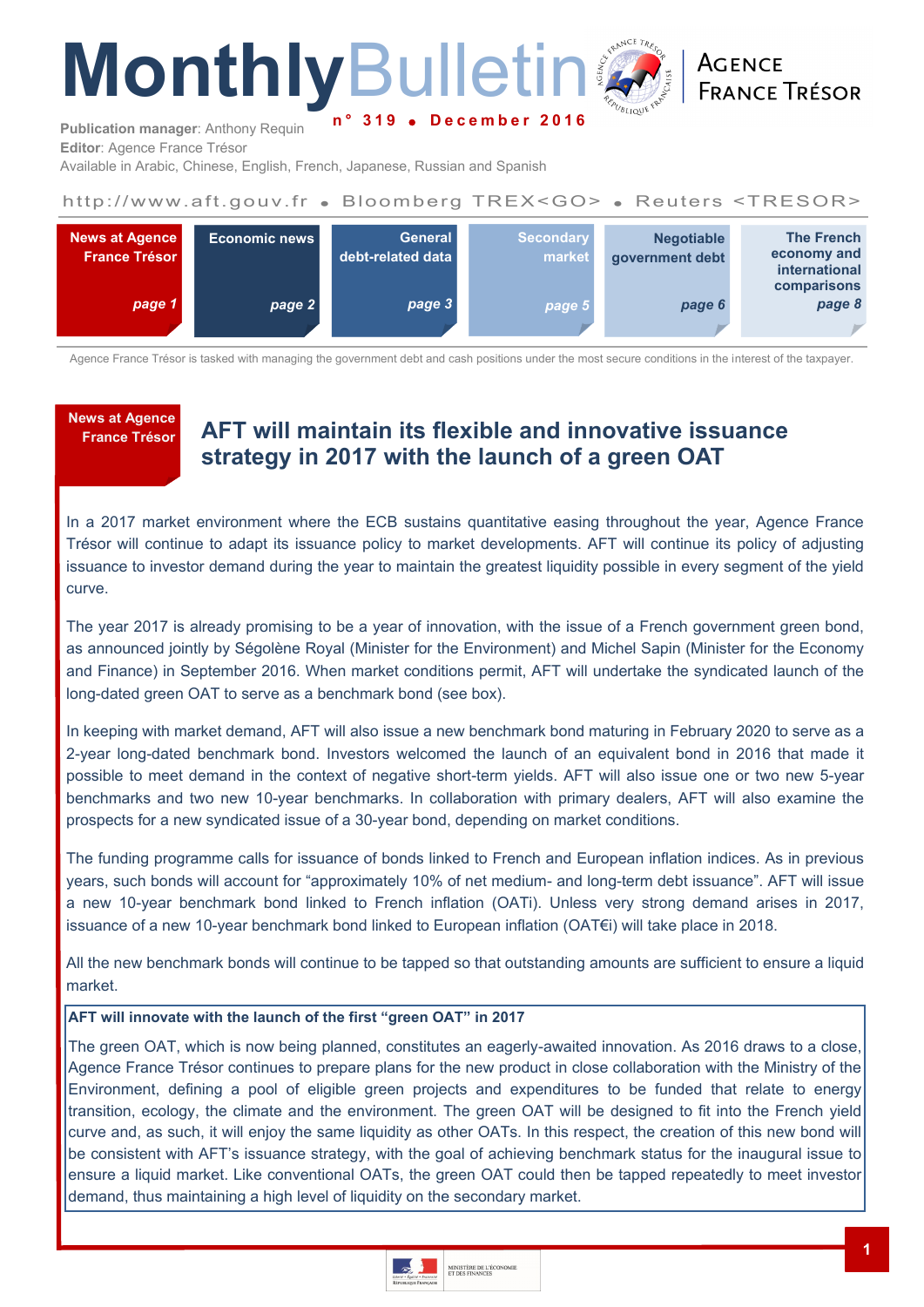# Monthly Bulletin

**n° 319 • December 2016**

**Publication manager**: Anthony Requin
**Editor**: Agence France Trésor
Available in Arabic, Chinese, English, French, Japanese, Russian and Spanish

AGENCE FRANCE TRÉSOR

http://www.aft.gouv.fr • Bloomberg TREX<GO> • Reuters <TRESOR>

| News at Agence France Trésor | Economic news | General debt-related data | Secondary market | Negotiable government debt | The French economy and international comparisons |
|---|---|---|---|---|---|
| page 1 | page 2 | page 3 | page 5 | page 6 | page 8 |

Agence France Trésor is tasked with managing the government debt and cash positions under the most secure conditions in the interest of the taxpayer.

**News at Agence France Trésor**

## AFT will maintain its flexible and innovative issuance strategy in 2017 with the launch of a green OAT

In a 2017 market environment where the ECB sustains quantitative easing throughout the year, Agence France Trésor will continue to adapt its issuance policy to market developments. AFT will continue its policy of adjusting issuance to investor demand during the year to maintain the greatest liquidity possible in every segment of the yield curve.

The year 2017 is already promising to be a year of innovation, with the issue of a French government green bond, as announced jointly by Ségolène Royal (Minister for the Environment) and Michel Sapin (Minister for the Economy and Finance) in September 2016. When market conditions permit, AFT will undertake the syndicated launch of the long-dated green OAT to serve as a benchmark bond (see box).

In keeping with market demand, AFT will also issue a new benchmark bond maturing in February 2020 to serve as a 2-year long-dated benchmark bond. Investors welcomed the launch of an equivalent bond in 2016 that made it possible to meet demand in the context of negative short-term yields. AFT will also issue one or two new 5-year benchmarks and two new 10-year benchmarks. In collaboration with primary dealers, AFT will also examine the prospects for a new syndicated issue of a 30-year bond, depending on market conditions.

The funding programme calls for issuance of bonds linked to French and European inflation indices. As in previous years, such bonds will account for "approximately 10% of net medium- and long-term debt issuance". AFT will issue a new 10-year benchmark bond linked to French inflation (OATi). Unless very strong demand arises in 2017, issuance of a new 10-year benchmark bond linked to European inflation (OAT€i) will take place in 2018.

All the new benchmark bonds will continue to be tapped so that outstanding amounts are sufficient to ensure a liquid market.

**AFT will innovate with the launch of the first "green OAT" in 2017**

The green OAT, which is now being planned, constitutes an eagerly-awaited innovation. As 2016 draws to a close, Agence France Trésor continues to prepare plans for the new product in close collaboration with the Ministry of the Environment, defining a pool of eligible green projects and expenditures to be funded that relate to energy transition, ecology, the climate and the environment. The green OAT will be designed to fit into the French yield curve and, as such, it will enjoy the same liquidity as other OATs. In this respect, the creation of this new bond will be consistent with AFT's issuance strategy, with the goal of achieving benchmark status for the inaugural issue to ensure a liquid market. Like conventional OATs, the green OAT could then be tapped repeatedly to meet investor demand, thus maintaining a high level of liquidity on the secondary market.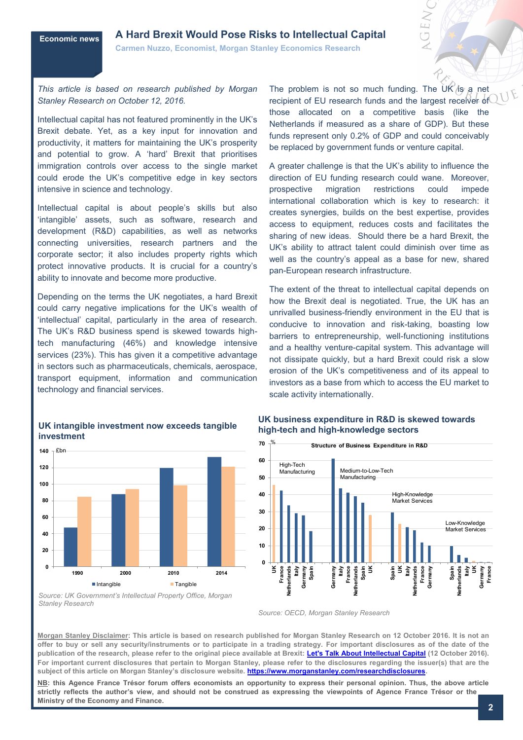Economic news

# A Hard Brexit Would Pose Risks to Intellectual Capital

**Carmen Nuzzo, Economist, Morgan Stanley Economics Research**

*This article is based on research published by Morgan Stanley Research on October 12, 2016.*

Intellectual capital has not featured prominently in the UK's Brexit debate. Yet, as a key input for innovation and productivity, it matters for maintaining the UK's prosperity and potential to grow. A 'hard' Brexit that prioritises immigration controls over access to the single market could erode the UK's competitive edge in key sectors intensive in science and technology.

Intellectual capital is about people's skills but also 'intangible' assets, such as software, research and development (R&D) capabilities, as well as networks connecting universities, research partners and the corporate sector; it also includes property rights which protect innovative products. It is crucial for a country's ability to innovate and become more productive.

Depending on the terms the UK negotiates, a hard Brexit could carry negative implications for the UK's wealth of 'intellectual' capital, particularly in the area of research. The UK's R&D business spend is skewed towards high-tech manufacturing (46%) and knowledge intensive services (23%). This has given it a competitive advantage in sectors such as pharmaceuticals, chemicals, aerospace, transport equipment, information and communication technology and financial services.

The problem is not so much funding. The UK is a net recipient of EU research funds and the largest receiver of those allocated on a competitive basis (like the Netherlands if measured as a share of GDP). But these funds represent only 0.2% of GDP and could conceivably be replaced by government funds or venture capital.

A greater challenge is that the UK's ability to influence the direction of EU funding research could wane. Moreover, prospective migration restrictions could impede international collaboration which is key to research: it creates synergies, builds on the best expertise, provides access to equipment, reduces costs and facilitates the sharing of new ideas. Should there be a hard Brexit, the UK's ability to attract talent could diminish over time as well as the country's appeal as a base for new, shared pan-European research infrastructure.

The extent of the threat to intellectual capital depends on how the Brexit deal is negotiated. True, the UK has an unrivalled business-friendly environment in the EU that is conducive to innovation and risk-taking, boasting low barriers to entrepreneurship, well-functioning institutions and a healthy venture-capital system. This advantage will not dissipate quickly, but a hard Brexit could risk a slow erosion of the UK's competitiveness and of its appeal to investors as a base from which to access the EU market to scale activity internationally.

**UK intangible investment now exceeds tangible investment**

| £bn | 1990 | 2000 | 2010 | 2014 |
|---|---|---|---|---|
| Intangible | 47 | 88 | 120 | 133 |
| Tangible | 85 | 94 | 99 | 121 |

*Source: UK Government's Intellectual Property Office, Morgan Stanley Research*

**UK business expenditure in R&D is skewed towards high-tech and high-knowledge sectors**

Structure of Business Expenditure in R&D (%)

| High-Tech Manufacturing | | Medium-to-Low-Tech Manufacturing | | High-Knowledge Market Services | | Low-Knowledge Market Services | |
|---|---|---|---|---|---|---|---|
| UK | 45 | Germany | 61 | Spain | 29 | Spain | 10 |
| France | 42 | Italy | 43 | UK | 23 | Netherlands | 4 |
| Netherlands | 33 | France | 41 | Italy | 21 | Italy | 3 |
| Italy | 29 | Netherlands | 39 | Netherlands | 19 | UK | 1 |
| Germany | 28 | Spain | 35 | France | 12 | Germany | 0 |
| Spain | 18 | UK | 28 | Germany | 10 | France | 0 |

*Source: OECD, Morgan Stanley Research*

**Morgan Stanley Disclaimer: This article is based on research published for Morgan Stanley Research on 12 October 2016. It is not an offer to buy or sell any security/instruments or to participate in a trading strategy. For important disclosures as of the date of the publication of the research, please refer to the original piece available at Brexit: Let's Talk About Intellectual Capital (12 October 2016). For important current disclosures that pertain to Morgan Stanley, please refer to the disclosures regarding the issuer(s) that are the subject of this article on Morgan Stanley's disclosure website. https://www.morganstanley.com/researchdisclosures.**

**NB: this Agence France Trésor forum offers economists an opportunity to express their personal opinion. Thus, the above article strictly reflects the author's view, and should not be construed as expressing the viewpoints of Agence France Trésor or the Ministry of the Economy and Finance.**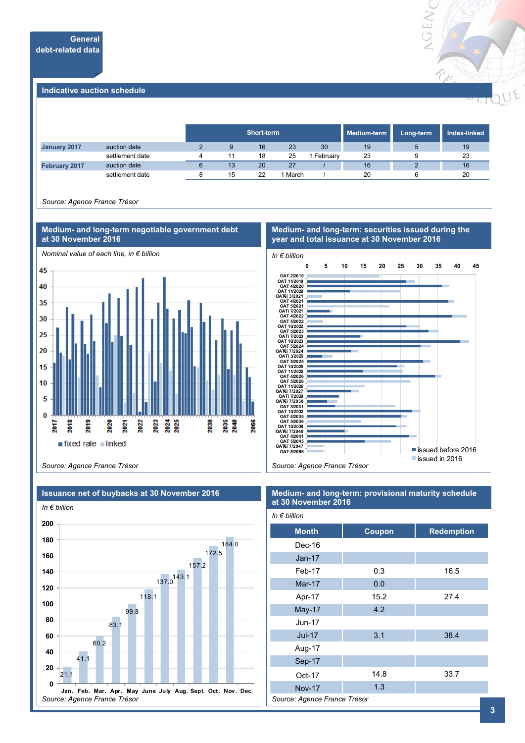## General debt-related data

### Indicative auction schedule

| | | Short-term | | | | | Medium-term | Long-term | Index-linked |
|---|---|---|---|---|---|---|---|---|---|
| January 2017 | auction date | 2 | 9 | 16 | 23 | 30 | 19 | 5 | 19 |
| | settlement date | 4 | 11 | 18 | 25 | 1 February | 23 | 9 | 23 |
| February 2017 | auction date | 6 | 13 | 20 | 27 | / | 16 | 2 | 16 |
| | settlement date | 8 | 15 | 22 | 1 March | / | 20 | 6 | 20 |

*Source: Agence France Trésor*

### Medium- and long-term negotiable government debt at 30 November 2016

*Nominal value of each line, in € billion*

*Source: Agence France Trésor*

### Medium- and long-term: securities issued during the year and total issuance at 30 November 2016

*In € billion*

*Source: Agence France Trésor*

### Issuance net of buybacks at 30 November 2016

*In € billion*

| Jan. | Feb. | Mar. | Apr. | May | June | July | Aug. | Sept. | Oct. | Nov. | Dec. |
|---|---|---|---|---|---|---|---|---|---|---|---|
| 21.1 | 41.1 | 60.2 | 83.1 | 99.8 | 118.1 | 137.0 | 143.1 | 157.2 | 172.5 | 184.0 | |

*Source: Agence France Trésor*

### Medium- and long-term: provisional maturity schedule at 30 November 2016

*In € billion*

| Month | Coupon | Redemption |
|---|---|---|
| Dec-16 | | |
| Jan-17 | | |
| Feb-17 | 0.3 | 16.5 |
| Mar-17 | 0.0 | |
| Apr-17 | 15.2 | 27.4 |
| May-17 | 4.2 | |
| Jun-17 | | |
| Jul-17 | 3.1 | 38.4 |
| Aug-17 | | |
| Sep-17 | | |
| Oct-17 | 14.8 | 33.7 |
| Nov-17 | 1.3 | |

*Source: Agence France Trésor*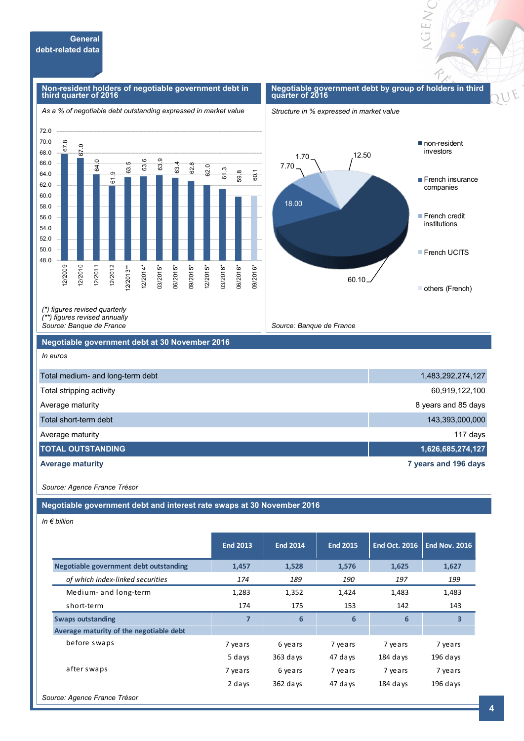## General debt-related data

### Non-resident holders of negotiable government debt in third quarter of 2016

*As a % of negotiable debt outstanding expressed in market value*

| Period | % |
|---|---|
| 12/2009 | 67.8 |
| 12/2010 | 67.0 |
| 12/2011 | 64.0 |
| 12/2012 | 61.9 |
| 12/2013** | 63.5 |
| 12/2014* | 63.6 |
| 03/2015* | 63.9 |
| 06/2015* | 63.4 |
| 09/2015* | 62.8 |
| 12/2015* | 62.0 |
| 03/2016* | 61.3 |
| 06/2016* | 59.8 |
| 09/2016* | 60.1 |

*(\*) figures revised quarterly*
*(\*\*) figures revised annually*
*Source: Banque de France*

### Negotiable government debt by group of holders in third quarter of 2016

*Structure in % expressed in market value*

| Group of holders | % |
|---|---|
| non-resident investors | 60.10 |
| French insurance companies | 18.00 |
| French credit institutions | 7.70 |
| French UCITS | 1.70 |
| others (French) | 12.50 |

*Source: Banque de France*

### Negotiable government debt at 30 November 2016

*In euros*

| | |
|---|---|
| Total medium- and long-term debt | 1,483,292,274,127 |
| Total stripping activity | 60,919,122,100 |
| Average maturity | 8 years and 85 days |
| Total short-term debt | 143,393,000,000 |
| Average maturity | 117 days |
| **TOTAL OUTSTANDING** | **1,626,685,274,127** |
| **Average maturity** | **7 years and 196 days** |

*Source: Agence France Trésor*

### Negotiable government debt and interest rate swaps at 30 November 2016

*In € billion*

| | End 2013 | End 2014 | End 2015 | End Oct. 2016 | End Nov. 2016 |
|---|---|---|---|---|---|
| **Negotiable government debt outstanding** | **1,457** | **1,528** | **1,576** | **1,625** | **1,627** |
| *of which index-linked securities* | *174* | *189* | *190* | *197* | *199* |
| Medium- and long-term | 1,283 | 1,352 | 1,424 | 1,483 | 1,483 |
| short-term | 174 | 175 | 153 | 142 | 143 |
| **Swaps outstanding** | **7** | **6** | **6** | **6** | **3** |
| **Average maturity of the negotiable debt** | | | | | |
| before swaps | 7 years 5 days | 6 years 363 days | 7 years 47 days | 7 years 184 days | 7 years 196 days |
| after swaps | 7 years 2 days | 6 years 362 days | 7 years 47 days | 7 years 184 days | 7 years 196 days |

*Source: Agence France Trésor*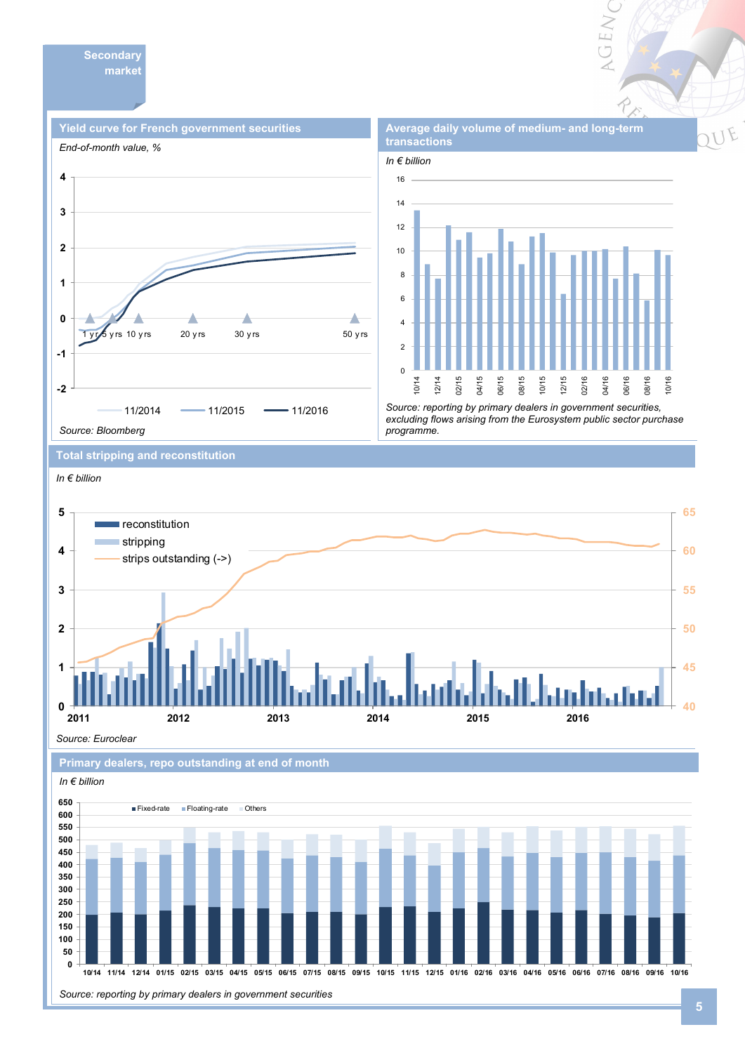## Secondary market

### Yield curve for French government securities

*End-of-month value, %*

*Source: Bloomberg*

### Average daily volume of medium- and long-term transactions

*In € billion*

*Source: reporting by primary dealers in government securities, excluding flows arising from the Eurosystem public sector purchase programme.*

### Total stripping and reconstitution

*In € billion*

*Source: Euroclear*

### Primary dealers, repo outstanding at end of month

*In € billion*

*Source: reporting by primary dealers in government securities*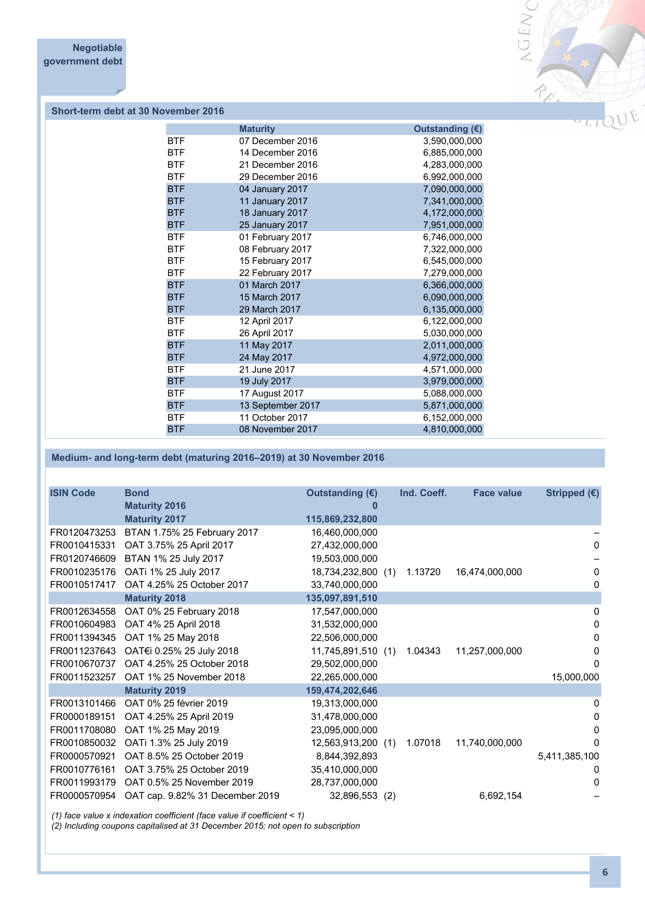Negotiable government debt

## Short-term debt at 30 November 2016

| | Maturity | Outstanding (€) |
|---|---|---|
| BTF | 07 December 2016 | 3,590,000,000 |
| BTF | 14 December 2016 | 6,885,000,000 |
| BTF | 21 December 2016 | 4,283,000,000 |
| BTF | 29 December 2016 | 6,992,000,000 |
| BTF | 04 January 2017 | 7,090,000,000 |
| BTF | 11 January 2017 | 7,341,000,000 |
| BTF | 18 January 2017 | 4,172,000,000 |
| BTF | 25 January 2017 | 7,951,000,000 |
| BTF | 01 February 2017 | 6,746,000,000 |
| BTF | 08 February 2017 | 7,322,000,000 |
| BTF | 15 February 2017 | 6,545,000,000 |
| BTF | 22 February 2017 | 7,279,000,000 |
| BTF | 01 March 2017 | 6,366,000,000 |
| BTF | 15 March 2017 | 6,090,000,000 |
| BTF | 29 March 2017 | 6,135,000,000 |
| BTF | 12 April 2017 | 6,122,000,000 |
| BTF | 26 April 2017 | 5,030,000,000 |
| BTF | 11 May 2017 | 2,011,000,000 |
| BTF | 24 May 2017 | 4,972,000,000 |
| BTF | 21 June 2017 | 4,571,000,000 |
| BTF | 19 July 2017 | 3,979,000,000 |
| BTF | 17 August 2017 | 5,088,000,000 |
| BTF | 13 September 2017 | 5,871,000,000 |
| BTF | 11 October 2017 | 6,152,000,000 |
| BTF | 08 November 2017 | 4,810,000,000 |

## Medium- and long-term debt (maturing 2016–2019) at 30 November 2016

| ISIN Code | Bond | Outstanding (€) | | Ind. Coeff. | Face value | Stripped (€) |
|---|---|---|---|---|---|---|
| | **Maturity 2016** | **0** | | | | |
| | **Maturity 2017** | **115,869,232,800** | | | | |
| FR0120473253 | BTAN 1.75% 25 February 2017 | 16,460,000,000 | | | | – |
| FR0010415331 | OAT 3.75% 25 April 2017 | 27,432,000,000 | | | | 0 |
| FR0120746609 | BTAN 1% 25 July 2017 | 19,503,000,000 | | | | – |
| FR0010235176 | OATi 1% 25 July 2017 | 18,734,232,800 | (1) | 1.13720 | 16,474,000,000 | 0 |
| FR0010517417 | OAT 4.25% 25 October 2017 | 33,740,000,000 | | | | 0 |
| | **Maturity 2018** | **135,097,891,510** | | | | |
| FR0012634558 | OAT 0% 25 February 2018 | 17,547,000,000 | | | | 0 |
| FR0010604983 | OAT 4% 25 April 2018 | 31,532,000,000 | | | | 0 |
| FR0011394345 | OAT 1% 25 May 2018 | 22,506,000,000 | | | | 0 |
| FR0011237643 | OAT€i 0.25% 25 July 2018 | 11,745,891,510 | (1) | 1.04343 | 11,257,000,000 | 0 |
| FR0010670737 | OAT 4.25% 25 October 2018 | 29,502,000,000 | | | | 0 |
| FR0011523257 | OAT 1% 25 November 2018 | 22,265,000,000 | | | | 15,000,000 |
| | **Maturity 2019** | **159,474,202,646** | | | | |
| FR0013101466 | OAT 0% 25 février 2019 | 19,313,000,000 | | | | 0 |
| FR0000189151 | OAT 4.25% 25 April 2019 | 31,478,000,000 | | | | 0 |
| FR0011708080 | OAT 1% 25 May 2019 | 23,095,000,000 | | | | 0 |
| FR0010850032 | OATi 1.3% 25 July 2019 | 12,563,913,200 | (1) | 1.07018 | 11,740,000,000 | 0 |
| FR0000570921 | OAT 8.5% 25 October 2019 | 8,844,392,893 | | | | 5,411,385,100 |
| FR0010776161 | OAT 3.75% 25 October 2019 | 35,410,000,000 | | | | 0 |
| FR0011993179 | OAT 0.5% 25 November 2019 | 28,737,000,000 | | | | 0 |
| FR0000570954 | OAT cap. 9.82% 31 December 2019 | 32,896,553 | (2) | | 6,692,154 | – |

*(1) face value x indexation coefficient (face value if coefficient < 1)*
*(2) Including coupons capitalised at 31 December 2015; not open to subscription*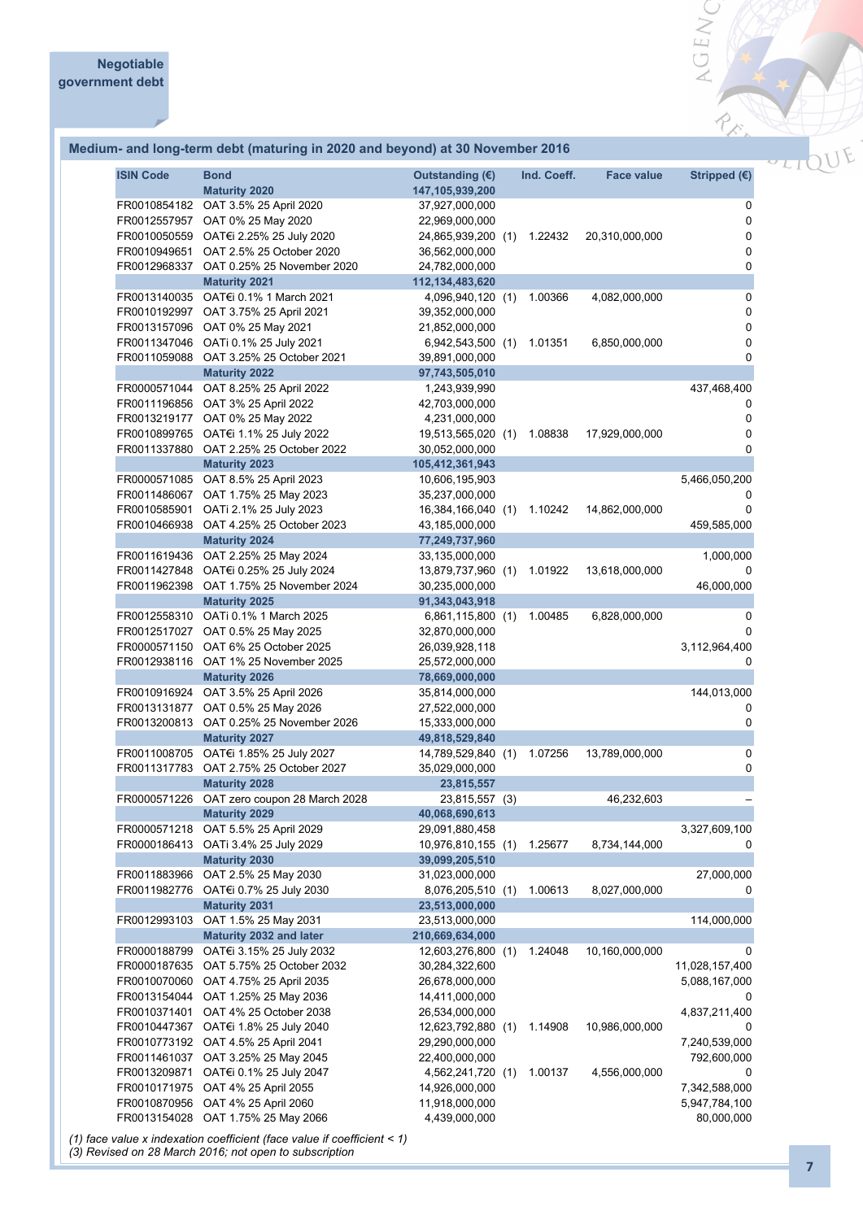## Negotiable government debt

### Medium- and long-term debt (maturing in 2020 and beyond) at 30 November 2016

| ISIN Code | Bond | Outstanding (€) | | Ind. Coeff. | Face value | Stripped (€) |
|---|---|---|---|---|---|---|
| | **Maturity 2020** | **147,105,939,200** | | | | |
| FR0010854182 | OAT 3.5% 25 April 2020 | 37,927,000,000 | | | | 0 |
| FR0012557957 | OAT 0% 25 May 2020 | 22,969,000,000 | | | | 0 |
| FR0010050559 | OAT€i 2.25% 25 July 2020 | 24,865,939,200 | (1) | 1.22432 | 20,310,000,000 | 0 |
| FR0010949651 | OAT 2.5% 25 October 2020 | 36,562,000,000 | | | | 0 |
| FR0012968337 | OAT 0.25% 25 November 2020 | 24,782,000,000 | | | | 0 |
| | **Maturity 2021** | **112,134,483,620** | | | | |
| FR0013140035 | OAT€i 0.1% 1 March 2021 | 4,096,940,120 | (1) | 1.00366 | 4,082,000,000 | 0 |
| FR0010192997 | OAT 3.75% 25 April 2021 | 39,352,000,000 | | | | 0 |
| FR0013157096 | OAT 0% 25 May 2021 | 21,852,000,000 | | | | 0 |
| FR0011347046 | OATi 0.1% 25 July 2021 | 6,942,543,500 | (1) | 1.01351 | 6,850,000,000 | 0 |
| FR0011059088 | OAT 3.25% 25 October 2021 | 39,891,000,000 | | | | 0 |
| | **Maturity 2022** | **97,743,505,010** | | | | |
| FR0000571044 | OAT 8.25% 25 April 2022 | 1,243,939,990 | | | | 437,468,400 |
| FR0011196856 | OAT 3% 25 April 2022 | 42,703,000,000 | | | | 0 |
| FR0013219177 | OAT 0% 25 May 2022 | 4,231,000,000 | | | | 0 |
| FR0010899765 | OAT€i 1.1% 25 July 2022 | 19,513,565,020 | (1) | 1.08838 | 17,929,000,000 | 0 |
| FR0011337880 | OAT 2.25% 25 October 2022 | 30,052,000,000 | | | | 0 |
| | **Maturity 2023** | **105,412,361,943** | | | | |
| FR0000571085 | OAT 8.5% 25 April 2023 | 10,606,195,903 | | | | 5,466,050,200 |
| FR0011486067 | OAT 1.75% 25 May 2023 | 35,237,000,000 | | | | 0 |
| FR0010585901 | OATi 2.1% 25 July 2023 | 16,384,166,040 | (1) | 1.10242 | 14,862,000,000 | 0 |
| FR0010466938 | OAT 4.25% 25 October 2023 | 43,185,000,000 | | | | 459,585,000 |
| | **Maturity 2024** | **77,249,737,960** | | | | |
| FR0011619436 | OAT 2.25% 25 May 2024 | 33,135,000,000 | | | | 1,000,000 |
| FR0011427848 | OAT€i 0.25% 25 July 2024 | 13,879,737,960 | (1) | 1.01922 | 13,618,000,000 | 0 |
| FR0011962398 | OAT 1.75% 25 November 2024 | 30,235,000,000 | | | | 46,000,000 |
| | **Maturity 2025** | **91,343,043,918** | | | | |
| FR0012558310 | OATi 0.1% 1 March 2025 | 6,861,115,800 | (1) | 1.00485 | 6,828,000,000 | 0 |
| FR0012517027 | OAT 0.5% 25 May 2025 | 32,870,000,000 | | | | 0 |
| FR0000571150 | OAT 6% 25 October 2025 | 26,039,928,118 | | | | 3,112,964,400 |
| FR0012938116 | OAT 1% 25 November 2025 | 25,572,000,000 | | | | 0 |
| | **Maturity 2026** | **78,669,000,000** | | | | |
| FR0010916924 | OAT 3.5% 25 April 2026 | 35,814,000,000 | | | | 144,013,000 |
| FR0013131877 | OAT 0.5% 25 May 2026 | 27,522,000,000 | | | | 0 |
| FR0013200813 | OAT 0.25% 25 November 2026 | 15,333,000,000 | | | | 0 |
| | **Maturity 2027** | **49,818,529,840** | | | | |
| FR0011008705 | OAT€i 1.85% 25 July 2027 | 14,789,529,840 | (1) | 1.07256 | 13,789,000,000 | 0 |
| FR0011317783 | OAT 2.75% 25 October 2027 | 35,029,000,000 | | | | 0 |
| | **Maturity 2028** | **23,815,557** | | | | |
| FR0000571226 | OAT zero coupon 28 March 2028 | 23,815,557 | (3) | | 46,232,603 | – |
| | **Maturity 2029** | **40,068,690,613** | | | | |
| FR0000571218 | OAT 5.5% 25 April 2029 | 29,091,880,458 | | | | 3,327,609,100 |
| FR0000186413 | OATi 3.4% 25 July 2029 | 10,976,810,155 | (1) | 1.25677 | 8,734,144,000 | 0 |
| | **Maturity 2030** | **39,099,205,510** | | | | |
| FR0011883966 | OAT 2.5% 25 May 2030 | 31,023,000,000 | | | | 27,000,000 |
| FR0011982776 | OAT€i 0.7% 25 July 2030 | 8,076,205,510 | (1) | 1.00613 | 8,027,000,000 | 0 |
| | **Maturity 2031** | **23,513,000,000** | | | | |
| FR0012993103 | OAT 1.5% 25 May 2031 | 23,513,000,000 | | | | 114,000,000 |
| | **Maturity 2032 and later** | **210,669,634,000** | | | | |
| FR0000188799 | OAT€i 3.15% 25 July 2032 | 12,603,276,800 | (1) | 1.24048 | 10,160,000,000 | 0 |
| FR0000187635 | OAT 5.75% 25 October 2032 | 30,284,322,600 | | | | 11,028,157,400 |
| FR0010070060 | OAT 4.75% 25 April 2035 | 26,678,000,000 | | | | 5,088,167,000 |
| FR0013154044 | OAT 1.25% 25 May 2036 | 14,411,000,000 | | | | 0 |
| FR0010371401 | OAT 4% 25 October 2038 | 26,534,000,000 | | | | 4,837,211,400 |
| FR0010447367 | OAT€i 1.8% 25 July 2040 | 12,623,792,880 | (1) | 1.14908 | 10,986,000,000 | 0 |
| FR0010773192 | OAT 4.5% 25 April 2041 | 29,290,000,000 | | | | 7,240,539,000 |
| FR0011461037 | OAT 3.25% 25 May 2045 | 22,400,000,000 | | | | 792,600,000 |
| FR0013209871 | OAT€i 0.1% 25 July 2047 | 4,562,241,720 | (1) | 1.00137 | 4,556,000,000 | 0 |
| FR0010171975 | OAT 4% 25 April 2055 | 14,926,000,000 | | | | 7,342,588,000 |
| FR0010870956 | OAT 4% 25 April 2060 | 11,918,000,000 | | | | 5,947,784,100 |
| FR0013154028 | OAT 1.75% 25 May 2066 | 4,439,000,000 | | | | 80,000,000 |

*(1) face value x indexation coefficient (face value if coefficient < 1)*
*(3) Revised on 28 March 2016; not open to subscription*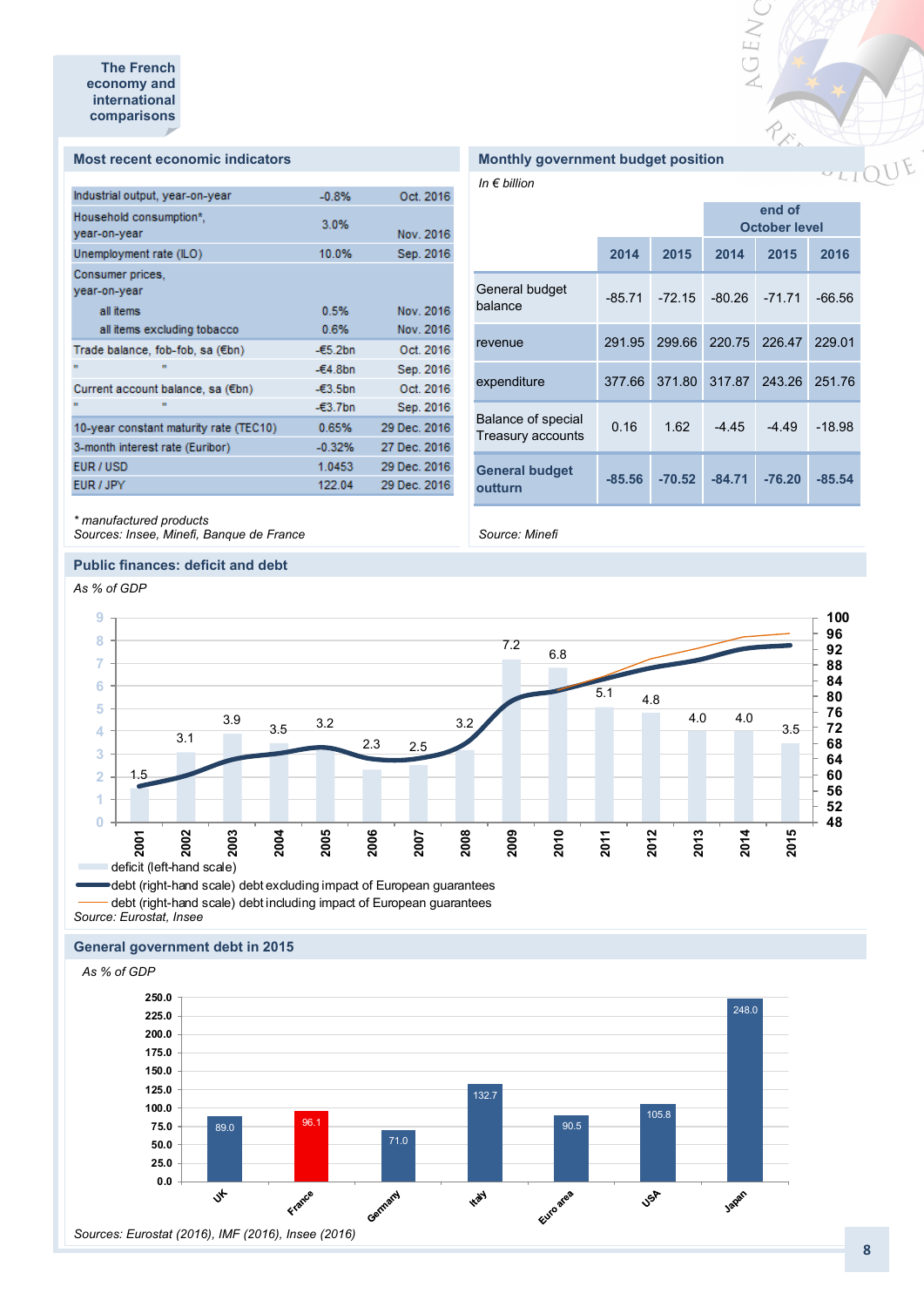The French economy and international comparisons

## Most recent economic indicators

| Indicator | Value | Date |
|---|---|---|
| Industrial output, year-on-year | -0.8% | Oct. 2016 |
| Household consumption*, year-on-year | 3.0% | Nov. 2016 |
| Unemployment rate (ILO) | 10.0% | Sep. 2016 |
| Consumer prices, year-on-year | | |
| all items | 0.5% | Nov. 2016 |
| all items excluding tobacco | 0.6% | Nov. 2016 |
| Trade balance, fob-fob, sa (€bn) | -€5.2bn | Oct. 2016 |
| " " | -€4.8bn | Sep. 2016 |
| Current account balance, sa (€bn) | -€3.5bn | Oct. 2016 |
| " " | -€3.7bn | Sep. 2016 |
| 10-year constant maturity rate (TEC10) | 0.65% | 29 Dec. 2016 |
| 3-month interest rate (Euribor) | -0.32% | 27 Dec. 2016 |
| EUR / USD | 1.0453 | 29 Dec. 2016 |
| EUR / JPY | 122.04 | 29 Dec. 2016 |

*\* manufactured products*
*Sources: Insee, Minefi, Banque de France*

## Monthly government budget position

*In € billion*

| | | | end of October level | | |
|---|---|---|---|---|---|
| | 2014 | 2015 | 2014 | 2015 | 2016 |
| General budget balance | -85.71 | -72.15 | -80.26 | -71.71 | -66.56 |
| revenue | 291.95 | 299.66 | 220.75 | 226.47 | 229.01 |
| expenditure | 377.66 | 371.80 | 317.87 | 243.26 | 251.76 |
| Balance of special Treasury accounts | 0.16 | 1.62 | -4.45 | -4.49 | -18.98 |
| **General budget outturn** | **-85.56** | **-70.52** | **-84.71** | **-76.20** | **-85.54** |

*Source: Minefi*

## Public finances: deficit and debt

*As % of GDP*

| Year | Deficit (left-hand scale) |
|---|---|
| 2001 | 1.5 |
| 2002 | 3.1 |
| 2003 | 3.9 |
| 2004 | 3.5 |
| 2005 | 3.2 |
| 2006 | 2.3 |
| 2007 | 2.5 |
| 2008 | 3.2 |
| 2009 | 7.2 |
| 2010 | 6.8 |
| 2011 | 5.1 |
| 2012 | 4.8 |
| 2013 | 4.0 |
| 2014 | 4.0 |
| 2015 | 3.5 |

deficit (left-hand scale)
debt (right-hand scale) debt excluding impact of European guarantees
debt (right-hand scale) debt including impact of European guarantees

*Source: Eurostat, Insee*

## General government debt in 2015

*As % of GDP*

| Country | Debt |
|---|---|
| UK | 89.0 |
| France | 96.1 |
| Germany | 71.0 |
| Italy | 132.7 |
| Euro area | 90.5 |
| USA | 105.8 |
| Japan | 248.0 |

*Sources: Eurostat (2016), IMF (2016), Insee (2016)*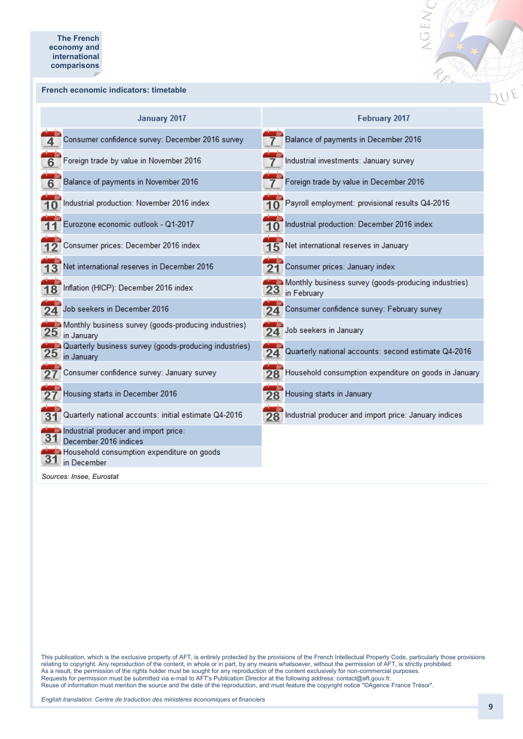The French economy and international comparisons

## French economic indicators: timetable

| January 2017 | | February 2017 | |
|---|---|---|---|
| 4 | Consumer confidence survey: December 2016 survey | 7 | Balance of payments in December 2016 |
| 6 | Foreign trade by value in November 2016 | 7 | Industrial investments: January survey |
| 6 | Balance of payments in November 2016 | 7 | Foreign trade by value in December 2016 |
| 10 | Industrial production: November 2016 index | 10 | Payroll employment: provisional results Q4-2016 |
| 11 | Eurozone economic outlook - Q1-2017 | 10 | Industrial production: December 2016 index |
| 12 | Consumer prices: December 2016 index | 15 | Net international reserves in January |
| 13 | Net international reserves in December 2016 | 21 | Consumer prices: January index |
| 18 | Inflation (HICP): December 2016 index | 23 | Monthly business survey (goods-producing industries) in February |
| 24 | Job seekers in December 2016 | 24 | Consumer confidence survey: February survey |
| 25 | Monthly business survey (goods-producing industries) in January | 24 | Job seekers in January |
| 25 | Quarterly business survey (goods-producing industries) in January | 24 | Quarterly national accounts: second estimate Q4-2016 |
| 27 | Consumer confidence survey: January survey | 28 | Household consumption expenditure on goods in January |
| 27 | Housing starts in December 2016 | 28 | Housing starts in January |
| 31 | Quarterly national accounts: initial estimate Q4-2016 | 28 | Industrial producer and import price: January indices |
| 31 | Industrial producer and import price: December 2016 indices | | |
| 31 | Household consumption expenditure on goods in December | | |

*Sources: Insee, Eurostat*

This publication, which is the exclusive property of AFT, is entirely protected by the provisions of the French Intellectual Property Code, particularly those provisions relating to copyright. Any reproduction of the content, in whole or in part, by any means whatsoever, without the permission of AFT, is strictly prohibited.
As a result, the permission of the rights holder must be sought for any reproduction of the content exclusively for non-commercial purposes.
Requests for permission must be submitted via e-mail to AFT's Publication Director at the following address: contact@aft.gouv.fr.
Reuse of information must mention the source and the date of the reproduction, and must feature the copyright notice "©Agence France Trésor".

*English translation: Centre de traduction des ministères économiques et financiers*